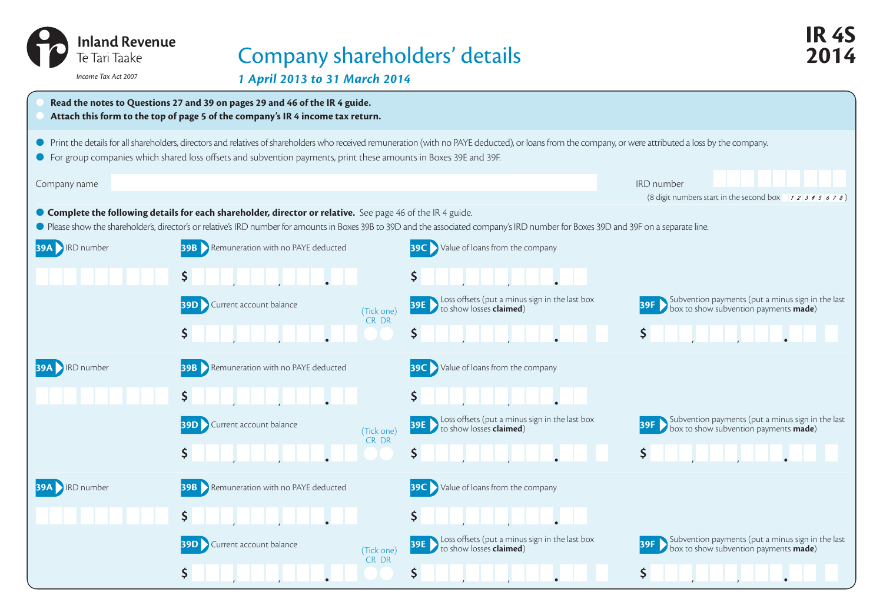Inland Revenue
Te Tari Taake

*Income Tax Act 2007*

# Company shareholders' details

***1 April 2013 to 31 March 2014***

**IR 4S**
**2014**

- **Read the notes to Questions 27 and 39 on pages 29 and 46 of the IR 4 guide.**
- **Attach this form to the top of page 5 of the company's IR 4 income tax return.**

- Print the details for all shareholders, directors and relatives of shareholders who received remuneration (with no PAYE deducted), or loans from the company, or were attributed a loss by the company.
- For group companies which shared loss offsets and subvention payments, print these amounts in Boxes 39E and 39F.

Company name

IRD number
(8 digit numbers start in the second box  1 2 3 4 5 6 7 8)

- **Complete the following details for each shareholder, director or relative.** See page 46 of the IR 4 guide.
- Please show the shareholder's, director's or relative's IRD number for amounts in Boxes 39B to 39D and the associated company's IRD number for Boxes 39D and 39F on a separate line.

**39A** IRD number

**39B** Remuneration with no PAYE deducted
$ , , .

**39C** Value of loans from the company
$ , , .

**39D** Current account balance
$ , , .
(Tick one) CR DR

**39E** Loss offsets (put a minus sign in the last box to show losses **claimed**)
$ , , .

**39F** Subvention payments (put a minus sign in the last box to show subvention payments **made**)
$ , , .

**39A** IRD number

**39B** Remuneration with no PAYE deducted
$ , , .

**39C** Value of loans from the company
$ , , .

**39D** Current account balance
$ , , .
(Tick one) CR DR

**39E** Loss offsets (put a minus sign in the last box to show losses **claimed**)
$ , , .

**39F** Subvention payments (put a minus sign in the last box to show subvention payments **made**)
$ , , .

**39A** IRD number

**39B** Remuneration with no PAYE deducted
$ , , .

**39C** Value of loans from the company
$ , , .

**39D** Current account balance
$ , , .
(Tick one) CR DR

**39E** Loss offsets (put a minus sign in the last box to show losses **claimed**)
$ , , .

**39F** Subvention payments (put a minus sign in the last box to show subvention payments **made**)
$ , , .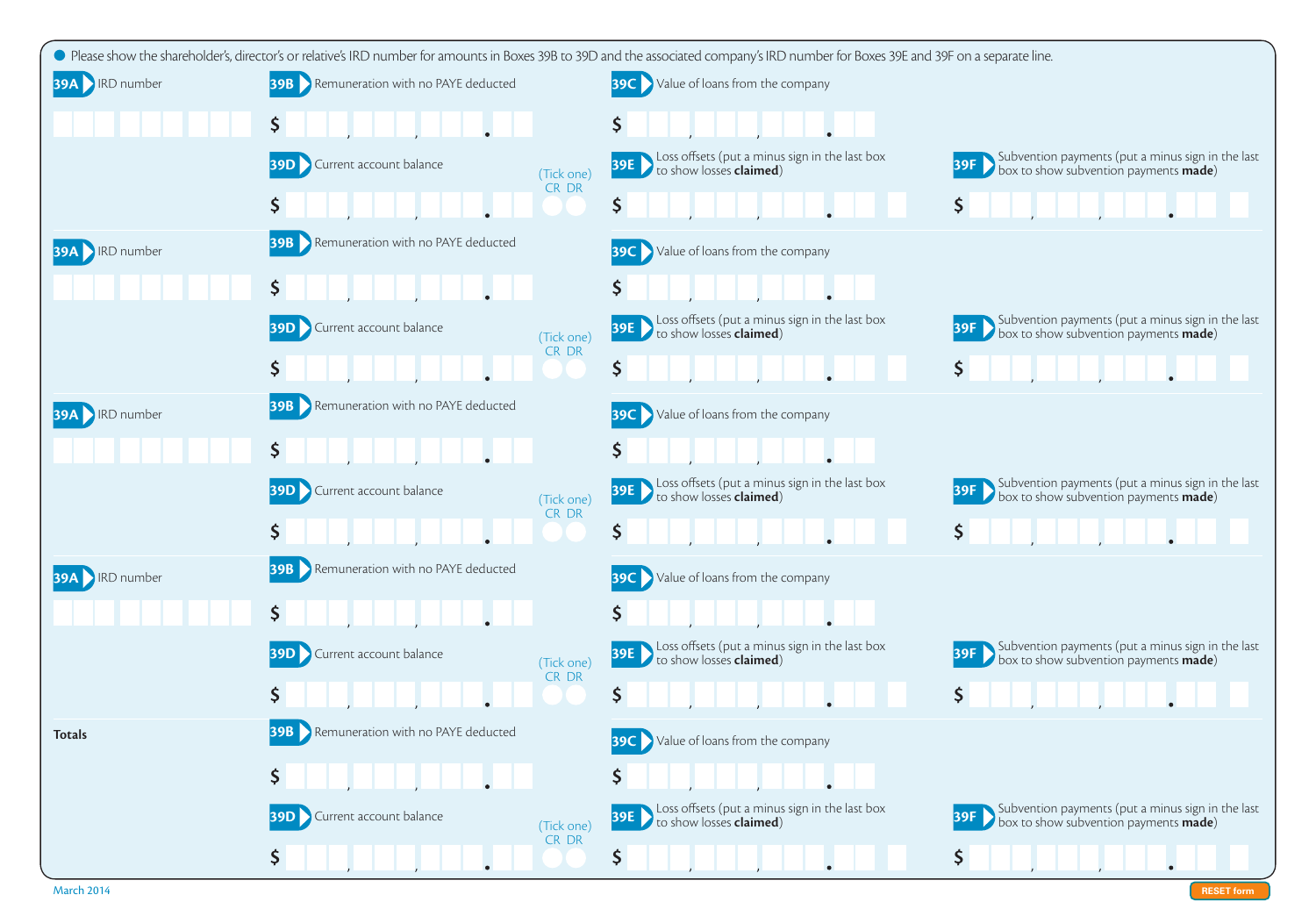- Please show the shareholder's, director's or relative's IRD number for amounts in Boxes 39B to 39D and the associated company's IRD number for Boxes 39E and 39F on a separate line.

**39A** IRD number

**39B** Remuneration with no PAYE deducted $

**39C** Value of loans from the company $

**39D** Current account balance $ (Tick one) CR DR

**39E** Loss offsets (put a minus sign in the last box to show losses **claimed**) $

**39F** Subvention payments (put a minus sign in the last box to show subvention payments **made**) $

**39A** IRD number

**39B** Remuneration with no PAYE deducted $

**39C** Value of loans from the company $

**39D** Current account balance $ (Tick one) CR DR

**39E** Loss offsets (put a minus sign in the last box to show losses **claimed**) $

**39F** Subvention payments (put a minus sign in the last box to show subvention payments **made**) $

**39A** IRD number

**39B** Remuneration with no PAYE deducted $

**39C** Value of loans from the company $

**39D** Current account balance $ (Tick one) CR DR

**39E** Loss offsets (put a minus sign in the last box to show losses **claimed**) $

**39F** Subvention payments (put a minus sign in the last box to show subvention payments **made**) $

**39A** IRD number

**39B** Remuneration with no PAYE deducted $

**39C** Value of loans from the company $

**39D** Current account balance $ (Tick one) CR DR

**39E** Loss offsets (put a minus sign in the last box to show losses **claimed**) $

**39F** Subvention payments (put a minus sign in the last box to show subvention payments **made**) $

**Totals**

**39B** Remuneration with no PAYE deducted $

**39C** Value of loans from the company $

**39D** Current account balance $ (Tick one) CR DR

**39E** Loss offsets (put a minus sign in the last box to show losses **claimed**) $

**39F** Subvention payments (put a minus sign in the last box to show subvention payments **made**) $

March 2014

RESET form